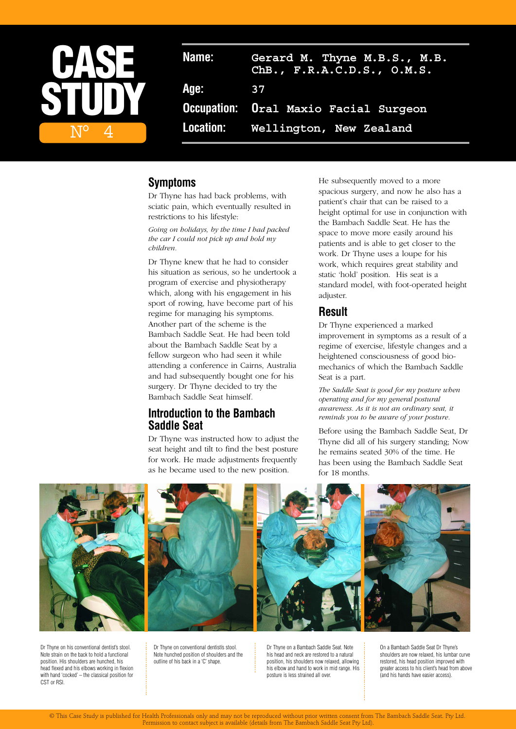# CASE STUDY

Nº 4

| | |
|---|---|
| **Name:** | Gerard M. Thyne M.B.S., M.B. ChB., F.R.A.C.D.S., O.M.S. |
| **Age:** | 37 |
| **Occupation:** | Oral Maxio Facial Surgeon |
| **Location:** | Wellington, New Zealand |

## Symptoms

Dr Thyne has had back problems, with sciatic pain, which eventually resulted in restrictions to his lifestyle:

*Going on holidays, by the time I had packed the car I could not pick up and hold my children.*

Dr Thyne knew that he had to consider his situation as serious, so he undertook a program of exercise and physiotherapy which, along with his engagement in his sport of rowing, have become part of his regime for managing his symptoms. Another part of the scheme is the Bambach Saddle Seat. He had been told about the Bambach Saddle Seat by a fellow surgeon who had seen it while attending a conference in Cairns, Australia and had subsequently bought one for his surgery. Dr Thyne decided to try the Bambach Saddle Seat himself.

## Introduction to the Bambach Saddle Seat

Dr Thyne was instructed how to adjust the seat height and tilt to find the best posture for work. He made adjustments frequently as he became used to the new position.

He subsequently moved to a more spacious surgery, and now he also has a patient's chair that can be raised to a height optimal for use in conjunction with the Bambach Saddle Seat. He has the space to move more easily around his patients and is able to get closer to the work. Dr Thyne uses a loupe for his work, which requires great stability and static 'hold' position. His seat is a standard model, with foot-operated height adjuster.

## Result

Dr Thyne experienced a marked improvement in symptoms as a result of a regime of exercise, lifestyle changes and a heightened consciousness of good bio-mechanics of which the Bambach Saddle Seat is a part.

*The Saddle Seat is good for my posture when operating and for my general postural awareness. As it is not an ordinary seat, it reminds you to be aware of your posture.*

Before using the Bambach Saddle Seat, Dr Thyne did all of his surgery standing; Now he remains seated 30% of the time. He has been using the Bambach Saddle Seat for 18 months.

Dr Thyne on his conventional dentist's stool. Note strain on the back to hold a functional position. His shoulders are hunched, his head flexed and his elbows working in flexion with hand 'cocked' – the classical position for CST or RSI.

Dr Thyne on conventional dentists stool. Note hunched position of shoulders and the outline of his back in a 'C' shape.

Dr Thyne on a Bambach Saddle Seat. Note his head and neck are restored to a natural position, his shoulders now relaxed, allowing his elbow and hand to work in mid range. His posture is less strained all over.

On a Bambach Saddle Seat Dr Thyne's shoulders are now relaxed, his lumbar curve restored, his head position improved with greater access to his client's head from above (and his hands have easier access).

© This Case Study is published for Health Professionals only and may not be reproduced without prior written consent from The Bambach Saddle Seat. Pty Ltd. Permission to contact subject is available (details from The Bambach Saddle Seat Pty Ltd).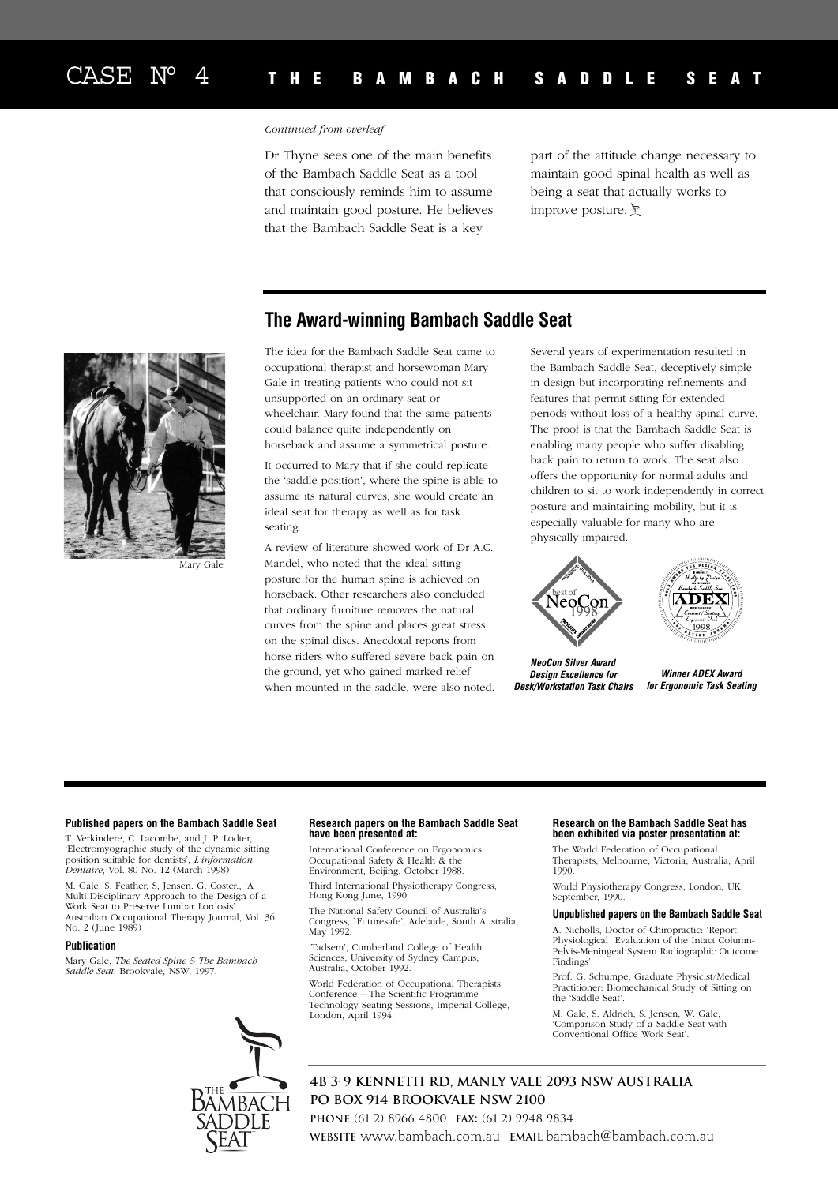# CASE Nº 4 THE BAMBACH SADDLE SEAT

*Continued from overleaf*

Dr Thyne sees one of the main benefits of the Bambach Saddle Seat as a tool that consciously reminds him to assume and maintain good posture. He believes that the Bambach Saddle Seat is a key part of the attitude change necessary to maintain good spinal health as well as being a seat that actually works to improve posture.

## The Award-winning Bambach Saddle Seat

Mary Gale

The idea for the Bambach Saddle Seat came to occupational therapist and horsewoman Mary Gale in treating patients who could not sit unsupported on an ordinary seat or wheelchair. Mary found that the same patients could balance quite independently on horseback and assume a symmetrical posture.

It occurred to Mary that if she could replicate the 'saddle position', where the spine is able to assume its natural curves, she would create an ideal seat for therapy as well as for task seating.

A review of literature showed work of Dr A.C. Mandel, who noted that the ideal sitting posture for the human spine is achieved on horseback. Other researchers also concluded that ordinary furniture removes the natural curves from the spine and places great stress on the spinal discs. Anecdotal reports from horse riders who suffered severe back pain on the ground, yet who gained marked relief when mounted in the saddle, were also noted.

Several years of experimentation resulted in the Bambach Saddle Seat, deceptively simple in design but incorporating refinements and features that permit sitting for extended periods without loss of a healthy spinal curve. The proof is that the Bambach Saddle Seat is enabling many people who suffer disabling back pain to return to work. The seat also offers the opportunity for normal adults and children to sit to work independently in correct posture and maintaining mobility, but it is especially valuable for many who are physically impaired.

best of NeoCon 1998

***NeoCon Silver Award Design Excellence for Desk/Workstation Task Chairs***

ADEX 1998

***Winner ADEX Award for Ergonomic Task Seating***

**Published papers on the Bambach Saddle Seat**

T. Verkindere, C. Lacombe, and J. P. Lodter, 'Electromyographic study of the dynamic sitting position suitable for dentists', *L'information Dentaire*, Vol. 80 No. 12 (March 1998)

M. Gale, S. Feather, S, Jensen. G. Coster., 'A Multi Disciplinary Approach to the Design of a Work Seat to Preserve Lumbar Lordosis'. Australian Occupational Therapy Journal, Vol. 36 No. 2 (June 1989)

**Publication**

Mary Gale, *The Seated Spine & The Bambach Saddle Seat*, Brookvale, NSW, 1997.

**Research papers on the Bambach Saddle Seat have been presented at:**

International Conference on Ergonomics Occupational Safety & Health & the Environment, Beijing, October 1988.

Third International Physiotherapy Congress, Hong Kong June, 1990.

The National Safety Council of Australia's Congress, `Futuresafe', Adelaide, South Australia, May 1992.

'Tadsem', Cumberland College of Health Sciences, University of Sydney Campus, Australia, October 1992.

World Federation of Occupational Therapists Conference – The Scientific Programme Technology Seating Sessions, Imperial College, London, April 1994.

**Research on the Bambach Saddle Seat has been exhibited via poster presentation at:**

The World Federation of Occupational Therapists, Melbourne, Victoria, Australia, April 1990.

World Physiotherapy Congress, London, UK, September, 1990.

**Unpublished papers on the Bambach Saddle Seat**

A. Nicholls, Doctor of Chiropractic: 'Report; Physiological Evaluation of the Intact Column-Pelvis-Meningeal System Radiographic Outcome Findings'.

Prof. G. Schumpe, Graduate Physicist/Medical Practitioner: Biomechanical Study of Sitting on the 'Saddle Seat'.

M. Gale, S. Aldrich, S. Jensen, W. Gale, 'Comparison Study of a Saddle Seat with Conventional Office Work Seat'.

THE BAMBACH SADDLE SEAT

**4B 3-9 KENNETH RD, MANLY VALE 2093 NSW AUSTRALIA**
**PO BOX 914 BROOKVALE NSW 2100**
**PHONE** (61 2) 8966 4800 **FAX:** (61 2) 9948 9834
**WEBSITE** www.bambach.com.au **EMAIL** bambach@bambach.com.au